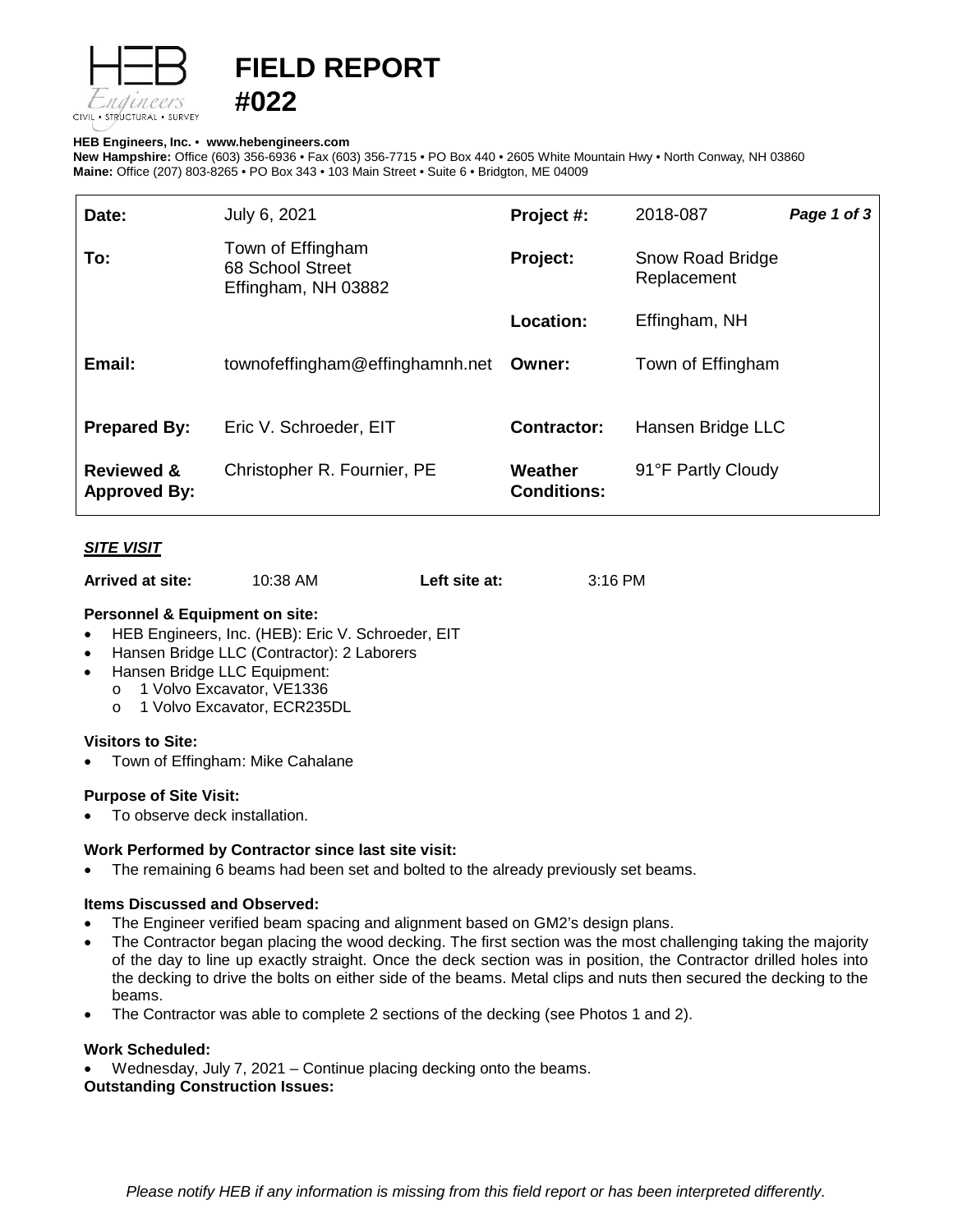# FIELD REPORT #022

**HEB Engineers, Inc.** • **www.hebengineers.com**
**New Hampshire:** Office (603) 356-6936 • Fax (603) 356-7715 • PO Box 440 • 2605 White Mountain Hwy • North Conway, NH 03860
**Maine:** Office (207) 803-8265 • PO Box 343 • 103 Main Street • Suite 6 • Bridgton, ME 04009

| | | | | |
|---|---|---|---|---|
| **Date:** | July 6, 2021 | **Project #:** | 2018-087 | ***Page 1 of 3*** |
| **To:** | Town of Effingham<br>68 School Street<br>Effingham, NH 03882 | **Project:** | Snow Road Bridge Replacement | |
| | | **Location:** | Effingham, NH | |
| **Email:** | townofeffingham@effinghamnh.net | **Owner:** | Town of Effingham | |
| **Prepared By:** | Eric V. Schroeder, EIT | **Contractor:** | Hansen Bridge LLC | |
| **Reviewed & Approved By:** | Christopher R. Fournier, PE | **Weather Conditions:** | 91°F Partly Cloudy | |

## *SITE VISIT*

**Arrived at site:** 10:38 AM **Left site at:** 3:16 PM

**Personnel & Equipment on site:**
- HEB Engineers, Inc. (HEB): Eric V. Schroeder, EIT
- Hansen Bridge LLC (Contractor): 2 Laborers
- Hansen Bridge LLC Equipment:
  - 1 Volvo Excavator, VE1336
  - 1 Volvo Excavator, ECR235DL

**Visitors to Site:**
- Town of Effingham: Mike Cahalane

**Purpose of Site Visit:**
- To observe deck installation.

**Work Performed by Contractor since last site visit:**
- The remaining 6 beams had been set and bolted to the already previously set beams.

**Items Discussed and Observed:**
- The Engineer verified beam spacing and alignment based on GM2's design plans.
- The Contractor began placing the wood decking. The first section was the most challenging taking the majority of the day to line up exactly straight. Once the deck section was in position, the Contractor drilled holes into the decking to drive the bolts on either side of the beams. Metal clips and nuts then secured the decking to the beams.
- The Contractor was able to complete 2 sections of the decking (see Photos 1 and 2).

**Work Scheduled:**
- Wednesday, July 7, 2021 – Continue placing decking onto the beams.

**Outstanding Construction Issues:**

*Please notify HEB if any information is missing from this field report or has been interpreted differently.*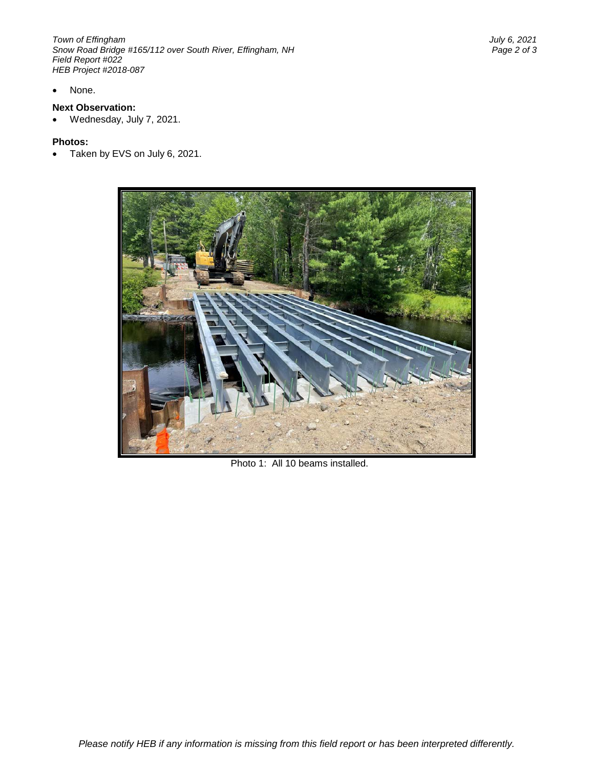- None.

**Next Observation:**
- Wednesday, July 7, 2021.

**Photos:**
- Taken by EVS on July 6, 2021.

Photo 1: All 10 beams installed.

*Please notify HEB if any information is missing from this field report or has been interpreted differently.*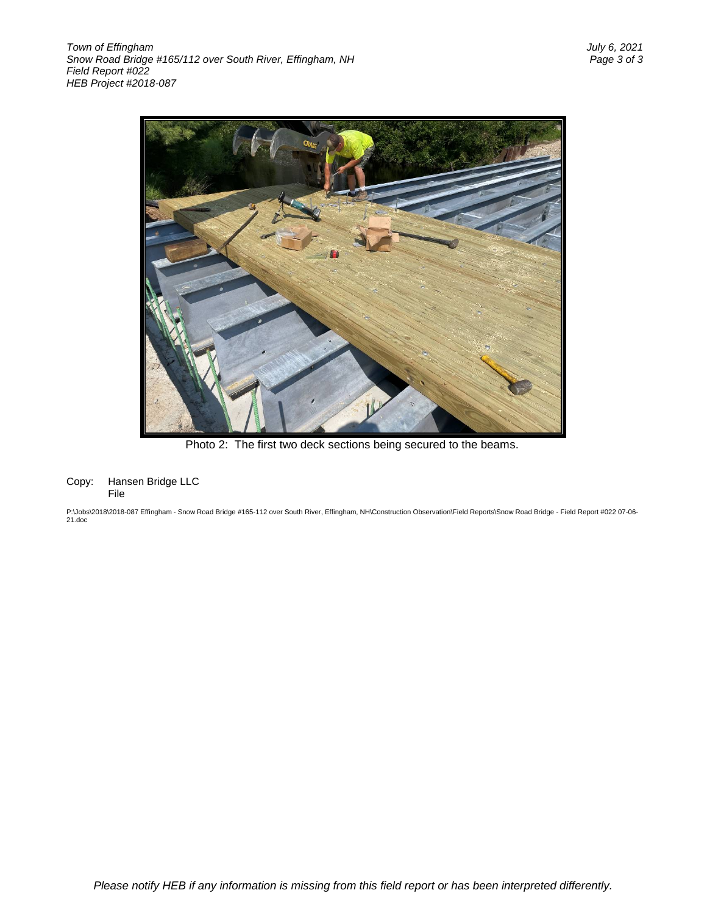Photo 2: The first two deck sections being secured to the beams.

Copy: Hansen Bridge LLC
File

P:\Jobs\2018\2018-087 Effingham - Snow Road Bridge #165-112 over South River, Effingham, NH\Construction Observation\Field Reports\Snow Road Bridge - Field Report #022 07-06-21.doc

*Please notify HEB if any information is missing from this field report or has been interpreted differently.*